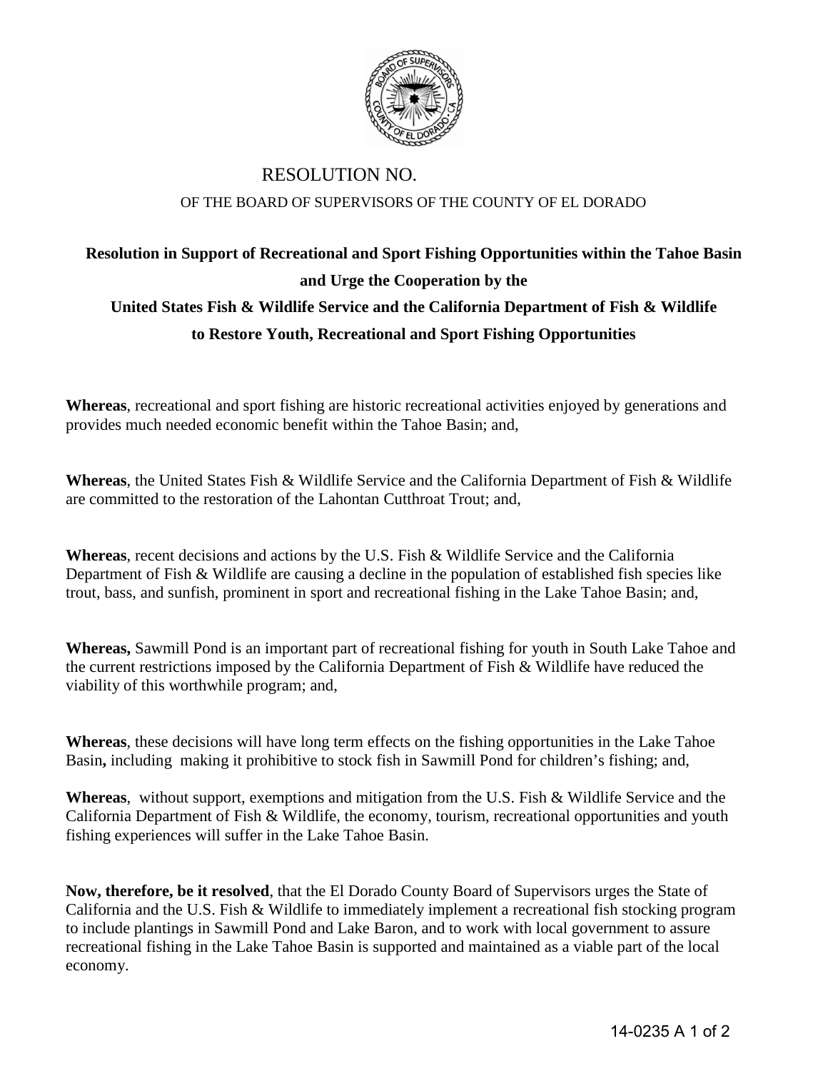# RESOLUTION NO.

OF THE BOARD OF SUPERVISORS OF THE COUNTY OF EL DORADO

## Resolution in Support of Recreational and Sport Fishing Opportunities within the Tahoe Basin and Urge the Cooperation by the United States Fish & Wildlife Service and the California Department of Fish & Wildlife to Restore Youth, Recreational and Sport Fishing Opportunities

**Whereas**, recreational and sport fishing are historic recreational activities enjoyed by generations and provides much needed economic benefit within the Tahoe Basin; and,

**Whereas**, the United States Fish & Wildlife Service and the California Department of Fish & Wildlife are committed to the restoration of the Lahontan Cutthroat Trout; and,

**Whereas**, recent decisions and actions by the U.S. Fish & Wildlife Service and the California Department of Fish & Wildlife are causing a decline in the population of established fish species like trout, bass, and sunfish, prominent in sport and recreational fishing in the Lake Tahoe Basin; and,

**Whereas,** Sawmill Pond is an important part of recreational fishing for youth in South Lake Tahoe and the current restrictions imposed by the California Department of Fish & Wildlife have reduced the viability of this worthwhile program; and,

**Whereas**, these decisions will have long term effects on the fishing opportunities in the Lake Tahoe Basin**,** including making it prohibitive to stock fish in Sawmill Pond for children's fishing; and,

**Whereas**, without support, exemptions and mitigation from the U.S. Fish & Wildlife Service and the California Department of Fish & Wildlife, the economy, tourism, recreational opportunities and youth fishing experiences will suffer in the Lake Tahoe Basin.

**Now, therefore, be it resolved**, that the El Dorado County Board of Supervisors urges the State of California and the U.S. Fish & Wildlife to immediately implement a recreational fish stocking program to include plantings in Sawmill Pond and Lake Baron, and to work with local government to assure recreational fishing in the Lake Tahoe Basin is supported and maintained as a viable part of the local economy.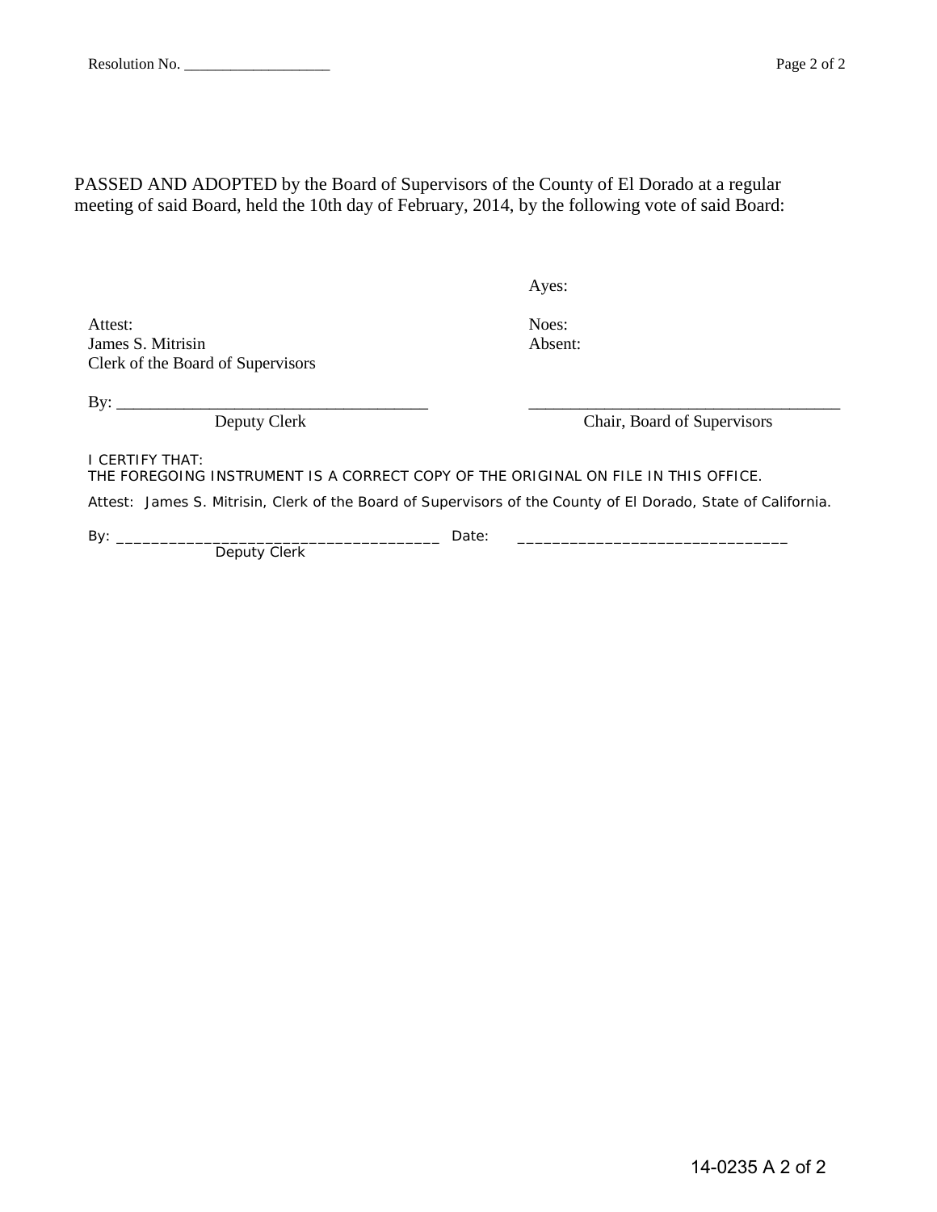PASSED AND ADOPTED by the Board of Supervisors of the County of El Dorado at a regular meeting of said Board, held the 10th day of February, 2014, by the following vote of said Board:

Ayes:

Noes:

Absent:

Attest:
James S. Mitrisin
Clerk of the Board of Supervisors

By: ______________________________________
Deputy Clerk

______________________________________
Chair, Board of Supervisors

I CERTIFY THAT:
THE FOREGOING INSTRUMENT IS A CORRECT COPY OF THE ORIGINAL ON FILE IN THIS OFFICE.

Attest: James S. Mitrisin, Clerk of the Board of Supervisors of the County of El Dorado, State of California.

By: _____________________________________ Date: _______________________________
Deputy Clerk